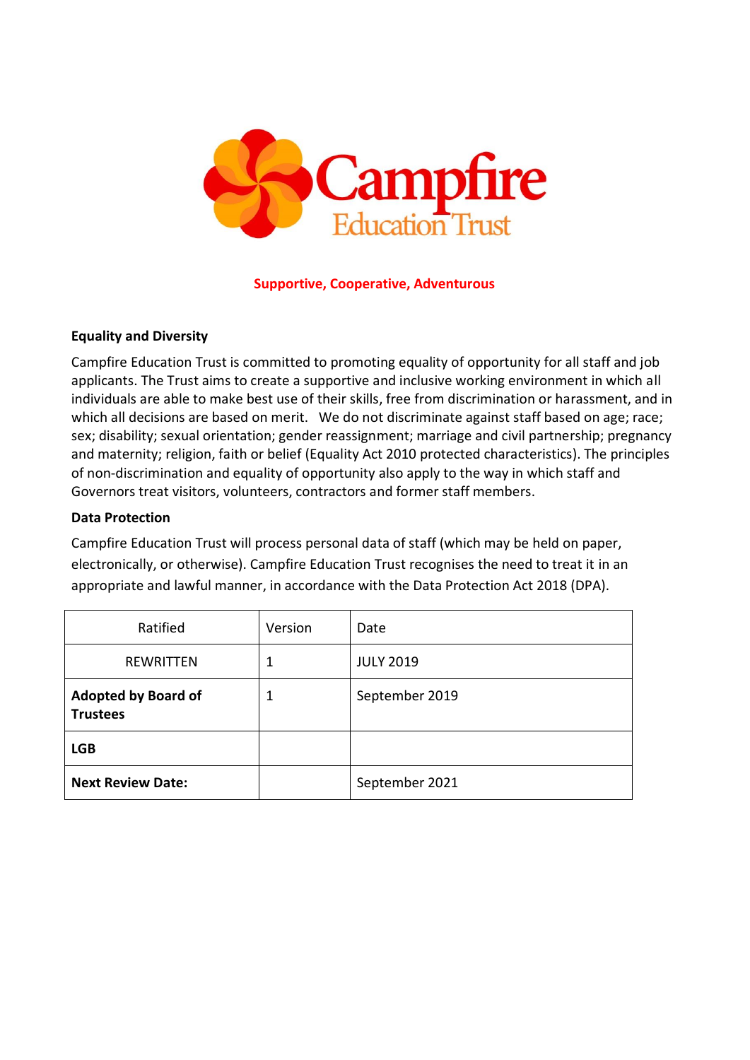Campfire Education Trust

**Supportive, Cooperative, Adventurous**

**Equality and Diversity**

Campfire Education Trust is committed to promoting equality of opportunity for all staff and job applicants. The Trust aims to create a supportive and inclusive working environment in which all individuals are able to make best use of their skills, free from discrimination or harassment, and in which all decisions are based on merit. We do not discriminate against staff based on age; race; sex; disability; sexual orientation; gender reassignment; marriage and civil partnership; pregnancy and maternity; religion, faith or belief (Equality Act 2010 protected characteristics). The principles of non-discrimination and equality of opportunity also apply to the way in which staff and Governors treat visitors, volunteers, contractors and former staff members.

**Data Protection**

Campfire Education Trust will process personal data of staff (which may be held on paper, electronically, or otherwise). Campfire Education Trust recognises the need to treat it in an appropriate and lawful manner, in accordance with the Data Protection Act 2018 (DPA).

| Ratified | Version | Date |
|---|---|---|
| REWRITTEN | 1 | JULY 2019 |
| **Adopted by Board of Trustees** | 1 | September 2019 |
| **LGB** | | |
| **Next Review Date:** | | September 2021 |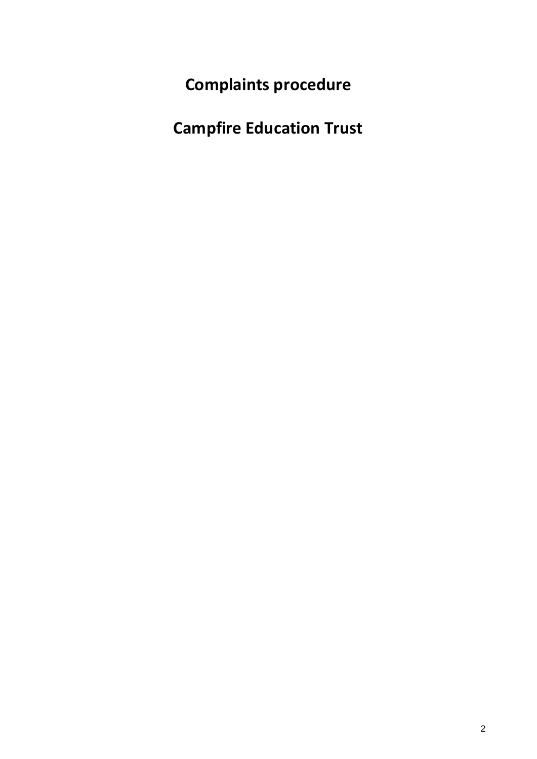# Complaints procedure

# Campfire Education Trust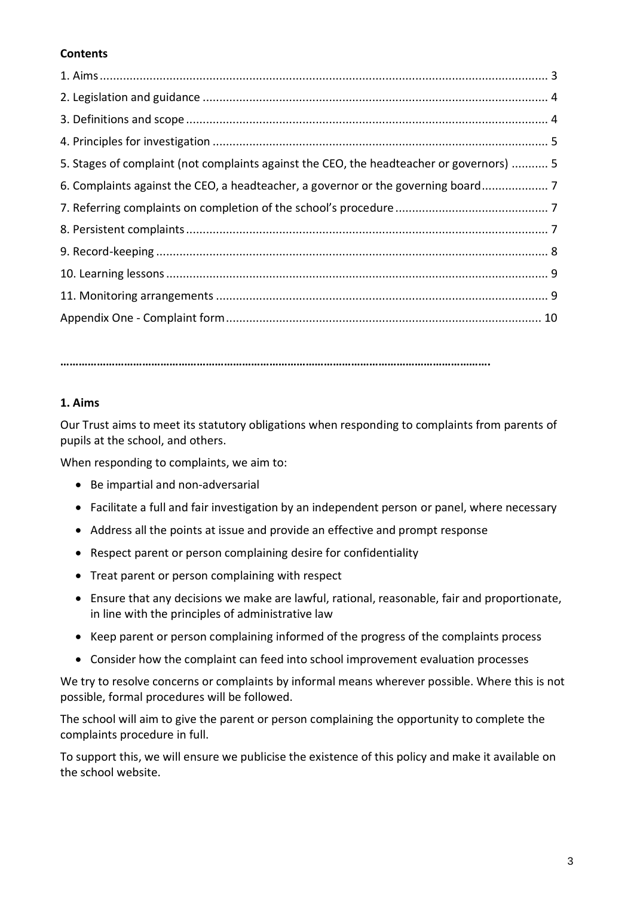**Contents**

1. Aims ........................................................................................................................................ 3
2. Legislation and guidance ........................................................................................................ 4
3. Definitions and scope ............................................................................................................. 4
4. Principles for investigation ..................................................................................................... 5
5. Stages of complaint (not complaints against the CEO, the headteacher or governors) ........... 5
6. Complaints against the CEO, a headteacher, a governor or the governing board.................... 7
7. Referring complaints on completion of the school's procedure ............................................. 7
8. Persistent complaints ............................................................................................................. 7
9. Record-keeping ...................................................................................................................... 8
10. Learning lessons ................................................................................................................... 9
11. Monitoring arrangements .................................................................................................... 9

Appendix One - Complaint form .............................................................................................. 10

**……………………………………………………………………………………………………………………….**

## 1. Aims

Our Trust aims to meet its statutory obligations when responding to complaints from parents of pupils at the school, and others.

When responding to complaints, we aim to:

- Be impartial and non-adversarial
- Facilitate a full and fair investigation by an independent person or panel, where necessary
- Address all the points at issue and provide an effective and prompt response
- Respect parent or person complaining desire for confidentiality
- Treat parent or person complaining with respect
- Ensure that any decisions we make are lawful, rational, reasonable, fair and proportionate, in line with the principles of administrative law
- Keep parent or person complaining informed of the progress of the complaints process
- Consider how the complaint can feed into school improvement evaluation processes

We try to resolve concerns or complaints by informal means wherever possible. Where this is not possible, formal procedures will be followed.

The school will aim to give the parent or person complaining the opportunity to complete the complaints procedure in full.

To support this, we will ensure we publicise the existence of this policy and make it available on the school website.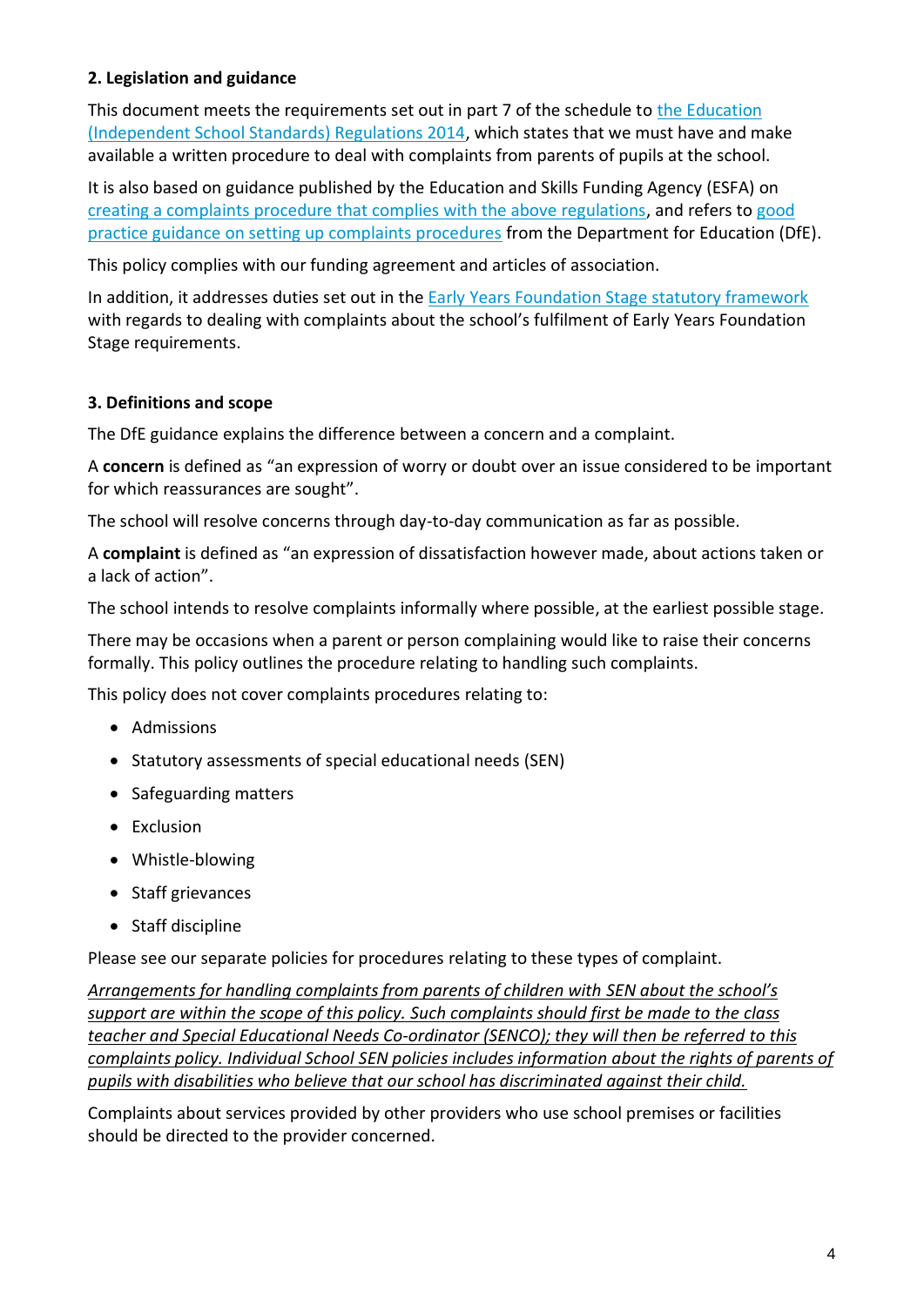## 2. Legislation and guidance

This document meets the requirements set out in part 7 of the schedule to [the Education (Independent School Standards) Regulations 2014](), which states that we must have and make available a written procedure to deal with complaints from parents of pupils at the school.

It is also based on guidance published by the Education and Skills Funding Agency (ESFA) on [creating a complaints procedure that complies with the above regulations](), and refers to [good practice guidance on setting up complaints procedures]() from the Department for Education (DfE).

This policy complies with our funding agreement and articles of association.

In addition, it addresses duties set out in the [Early Years Foundation Stage statutory framework]() with regards to dealing with complaints about the school's fulfilment of Early Years Foundation Stage requirements.

## 3. Definitions and scope

The DfE guidance explains the difference between a concern and a complaint.

A **concern** is defined as "an expression of worry or doubt over an issue considered to be important for which reassurances are sought".

The school will resolve concerns through day-to-day communication as far as possible.

A **complaint** is defined as "an expression of dissatisfaction however made, about actions taken or a lack of action".

The school intends to resolve complaints informally where possible, at the earliest possible stage.

There may be occasions when a parent or person complaining would like to raise their concerns formally. This policy outlines the procedure relating to handling such complaints.

This policy does not cover complaints procedures relating to:

- Admissions
- Statutory assessments of special educational needs (SEN)
- Safeguarding matters
- Exclusion
- Whistle-blowing
- Staff grievances
- Staff discipline

Please see our separate policies for procedures relating to these types of complaint.

*<u>Arrangements for handling complaints from parents of children with SEN about the school's support are within the scope of this policy. Such complaints should first be made to the class teacher and Special Educational Needs Co-ordinator (SENCO); they will then be referred to this complaints policy. Individual School SEN policies includes information about the rights of parents of pupils with disabilities who believe that our school has discriminated against their child.</u>*

Complaints about services provided by other providers who use school premises or facilities should be directed to the provider concerned.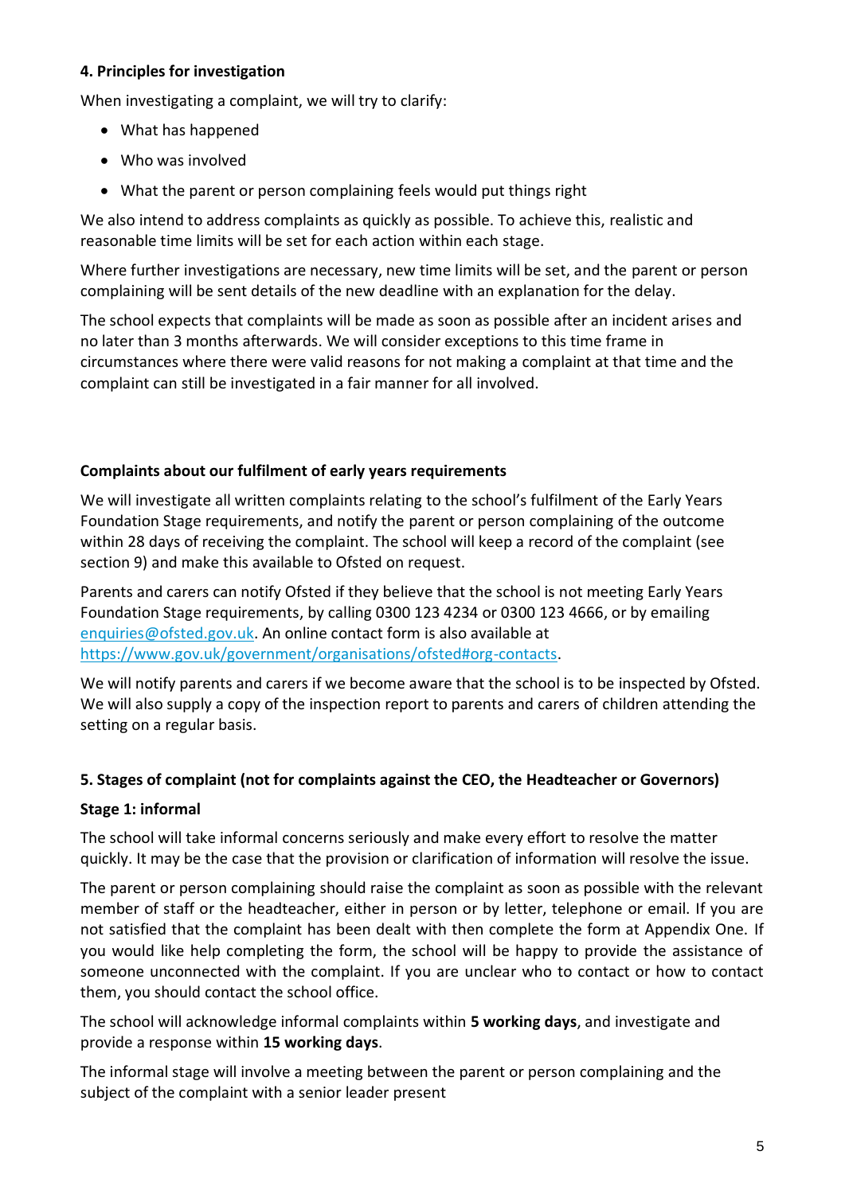## 4. Principles for investigation

When investigating a complaint, we will try to clarify:

- What has happened
- Who was involved
- What the parent or person complaining feels would put things right

We also intend to address complaints as quickly as possible. To achieve this, realistic and reasonable time limits will be set for each action within each stage.

Where further investigations are necessary, new time limits will be set, and the parent or person complaining will be sent details of the new deadline with an explanation for the delay.

The school expects that complaints will be made as soon as possible after an incident arises and no later than 3 months afterwards. We will consider exceptions to this time frame in circumstances where there were valid reasons for not making a complaint at that time and the complaint can still be investigated in a fair manner for all involved.

### Complaints about our fulfilment of early years requirements

We will investigate all written complaints relating to the school's fulfilment of the Early Years Foundation Stage requirements, and notify the parent or person complaining of the outcome within 28 days of receiving the complaint. The school will keep a record of the complaint (see section 9) and make this available to Ofsted on request.

Parents and carers can notify Ofsted if they believe that the school is not meeting Early Years Foundation Stage requirements, by calling 0300 123 4234 or 0300 123 4666, or by emailing [enquiries@ofsted.gov.uk](mailto:enquiries@ofsted.gov.uk). An online contact form is also available at [https://www.gov.uk/government/organisations/ofsted#org-contacts](https://www.gov.uk/government/organisations/ofsted#org-contacts).

We will notify parents and carers if we become aware that the school is to be inspected by Ofsted. We will also supply a copy of the inspection report to parents and carers of children attending the setting on a regular basis.

## 5. Stages of complaint (not for complaints against the CEO, the Headteacher or Governors)

### Stage 1: informal

The school will take informal concerns seriously and make every effort to resolve the matter quickly. It may be the case that the provision or clarification of information will resolve the issue.

The parent or person complaining should raise the complaint as soon as possible with the relevant member of staff or the headteacher, either in person or by letter, telephone or email. If you are not satisfied that the complaint has been dealt with then complete the form at Appendix One. If you would like help completing the form, the school will be happy to provide the assistance of someone unconnected with the complaint. If you are unclear who to contact or how to contact them, you should contact the school office.

The school will acknowledge informal complaints within **5 working days**, and investigate and provide a response within **15 working days**.

The informal stage will involve a meeting between the parent or person complaining and the subject of the complaint with a senior leader present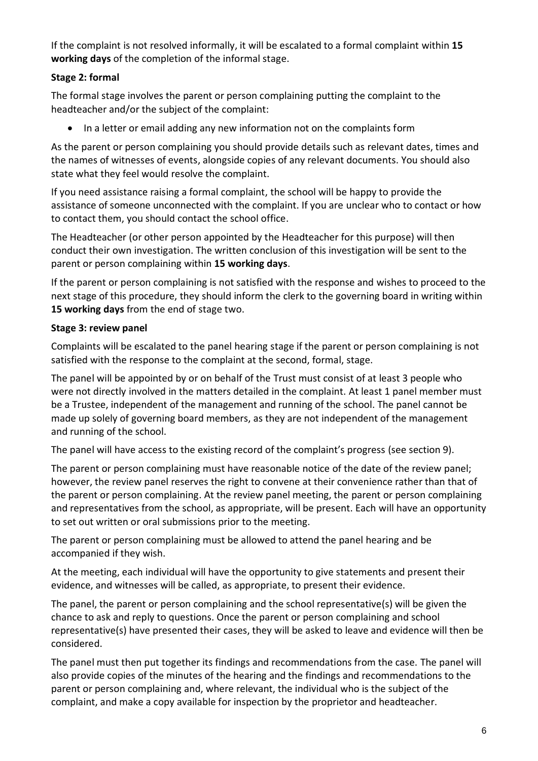If the complaint is not resolved informally, it will be escalated to a formal complaint within **15 working days** of the completion of the informal stage.

**Stage 2: formal**

The formal stage involves the parent or person complaining putting the complaint to the headteacher and/or the subject of the complaint:

- In a letter or email adding any new information not on the complaints form

As the parent or person complaining you should provide details such as relevant dates, times and the names of witnesses of events, alongside copies of any relevant documents. You should also state what they feel would resolve the complaint.

If you need assistance raising a formal complaint, the school will be happy to provide the assistance of someone unconnected with the complaint. If you are unclear who to contact or how to contact them, you should contact the school office.

The Headteacher (or other person appointed by the Headteacher for this purpose) will then conduct their own investigation. The written conclusion of this investigation will be sent to the parent or person complaining within **15 working days**.

If the parent or person complaining is not satisfied with the response and wishes to proceed to the next stage of this procedure, they should inform the clerk to the governing board in writing within **15 working days** from the end of stage two.

**Stage 3: review panel**

Complaints will be escalated to the panel hearing stage if the parent or person complaining is not satisfied with the response to the complaint at the second, formal, stage.

The panel will be appointed by or on behalf of the Trust must consist of at least 3 people who were not directly involved in the matters detailed in the complaint. At least 1 panel member must be a Trustee, independent of the management and running of the school. The panel cannot be made up solely of governing board members, as they are not independent of the management and running of the school.

The panel will have access to the existing record of the complaint's progress (see section 9).

The parent or person complaining must have reasonable notice of the date of the review panel; however, the review panel reserves the right to convene at their convenience rather than that of the parent or person complaining. At the review panel meeting, the parent or person complaining and representatives from the school, as appropriate, will be present. Each will have an opportunity to set out written or oral submissions prior to the meeting.

The parent or person complaining must be allowed to attend the panel hearing and be accompanied if they wish.

At the meeting, each individual will have the opportunity to give statements and present their evidence, and witnesses will be called, as appropriate, to present their evidence.

The panel, the parent or person complaining and the school representative(s) will be given the chance to ask and reply to questions. Once the parent or person complaining and school representative(s) have presented their cases, they will be asked to leave and evidence will then be considered.

The panel must then put together its findings and recommendations from the case. The panel will also provide copies of the minutes of the hearing and the findings and recommendations to the parent or person complaining and, where relevant, the individual who is the subject of the complaint, and make a copy available for inspection by the proprietor and headteacher.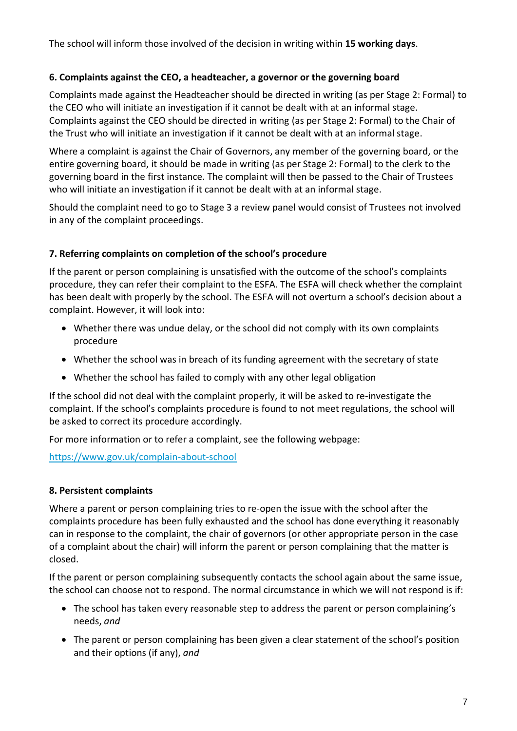The school will inform those involved of the decision in writing within **15 working days**.

### 6. Complaints against the CEO, a headteacher, a governor or the governing board

Complaints made against the Headteacher should be directed in writing (as per Stage 2: Formal) to the CEO who will initiate an investigation if it cannot be dealt with at an informal stage. Complaints against the CEO should be directed in writing (as per Stage 2: Formal) to the Chair of the Trust who will initiate an investigation if it cannot be dealt with at an informal stage.

Where a complaint is against the Chair of Governors, any member of the governing board, or the entire governing board, it should be made in writing (as per Stage 2: Formal) to the clerk to the governing board in the first instance. The complaint will then be passed to the Chair of Trustees who will initiate an investigation if it cannot be dealt with at an informal stage.

Should the complaint need to go to Stage 3 a review panel would consist of Trustees not involved in any of the complaint proceedings.

### 7. Referring complaints on completion of the school's procedure

If the parent or person complaining is unsatisfied with the outcome of the school's complaints procedure, they can refer their complaint to the ESFA. The ESFA will check whether the complaint has been dealt with properly by the school. The ESFA will not overturn a school's decision about a complaint. However, it will look into:

- Whether there was undue delay, or the school did not comply with its own complaints procedure
- Whether the school was in breach of its funding agreement with the secretary of state
- Whether the school has failed to comply with any other legal obligation

If the school did not deal with the complaint properly, it will be asked to re-investigate the complaint. If the school's complaints procedure is found to not meet regulations, the school will be asked to correct its procedure accordingly.

For more information or to refer a complaint, see the following webpage:

[https://www.gov.uk/complain-about-school](https://www.gov.uk/complain-about-school)

### 8. Persistent complaints

Where a parent or person complaining tries to re-open the issue with the school after the complaints procedure has been fully exhausted and the school has done everything it reasonably can in response to the complaint, the chair of governors (or other appropriate person in the case of a complaint about the chair) will inform the parent or person complaining that the matter is closed.

If the parent or person complaining subsequently contacts the school again about the same issue, the school can choose not to respond. The normal circumstance in which we will not respond is if:

- The school has taken every reasonable step to address the parent or person complaining's needs, *and*
- The parent or person complaining has been given a clear statement of the school's position and their options (if any), *and*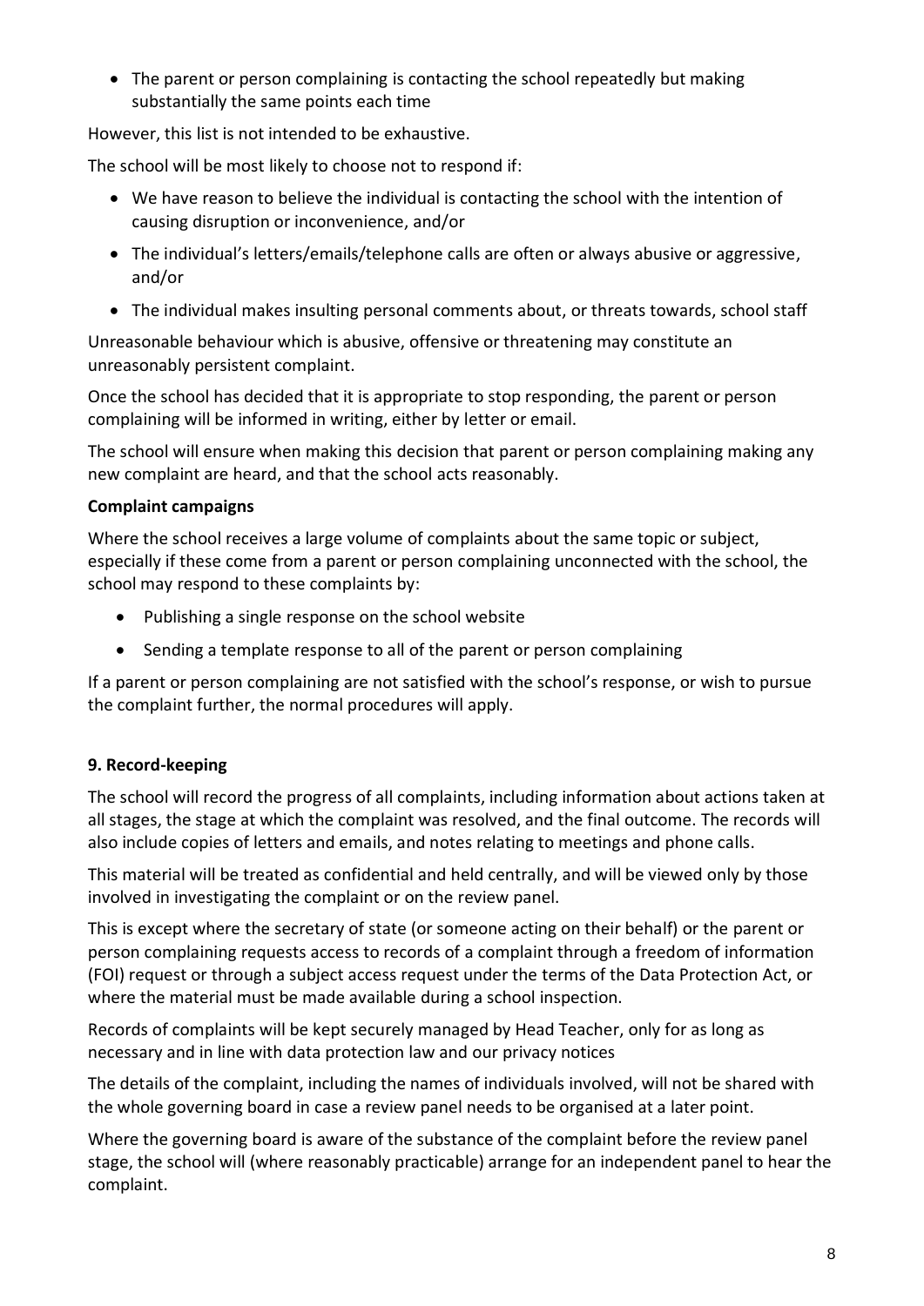- The parent or person complaining is contacting the school repeatedly but making substantially the same points each time

However, this list is not intended to be exhaustive.

The school will be most likely to choose not to respond if:

- We have reason to believe the individual is contacting the school with the intention of causing disruption or inconvenience, and/or
- The individual's letters/emails/telephone calls are often or always abusive or aggressive, and/or
- The individual makes insulting personal comments about, or threats towards, school staff

Unreasonable behaviour which is abusive, offensive or threatening may constitute an unreasonably persistent complaint.

Once the school has decided that it is appropriate to stop responding, the parent or person complaining will be informed in writing, either by letter or email.

The school will ensure when making this decision that parent or person complaining making any new complaint are heard, and that the school acts reasonably.

**Complaint campaigns**

Where the school receives a large volume of complaints about the same topic or subject, especially if these come from a parent or person complaining unconnected with the school, the school may respond to these complaints by:

- Publishing a single response on the school website
- Sending a template response to all of the parent or person complaining

If a parent or person complaining are not satisfied with the school's response, or wish to pursue the complaint further, the normal procedures will apply.

## 9. Record-keeping

The school will record the progress of all complaints, including information about actions taken at all stages, the stage at which the complaint was resolved, and the final outcome. The records will also include copies of letters and emails, and notes relating to meetings and phone calls.

This material will be treated as confidential and held centrally, and will be viewed only by those involved in investigating the complaint or on the review panel.

This is except where the secretary of state (or someone acting on their behalf) or the parent or person complaining requests access to records of a complaint through a freedom of information (FOI) request or through a subject access request under the terms of the Data Protection Act, or where the material must be made available during a school inspection.

Records of complaints will be kept securely managed by Head Teacher, only for as long as necessary and in line with data protection law and our privacy notices

The details of the complaint, including the names of individuals involved, will not be shared with the whole governing board in case a review panel needs to be organised at a later point.

Where the governing board is aware of the substance of the complaint before the review panel stage, the school will (where reasonably practicable) arrange for an independent panel to hear the complaint.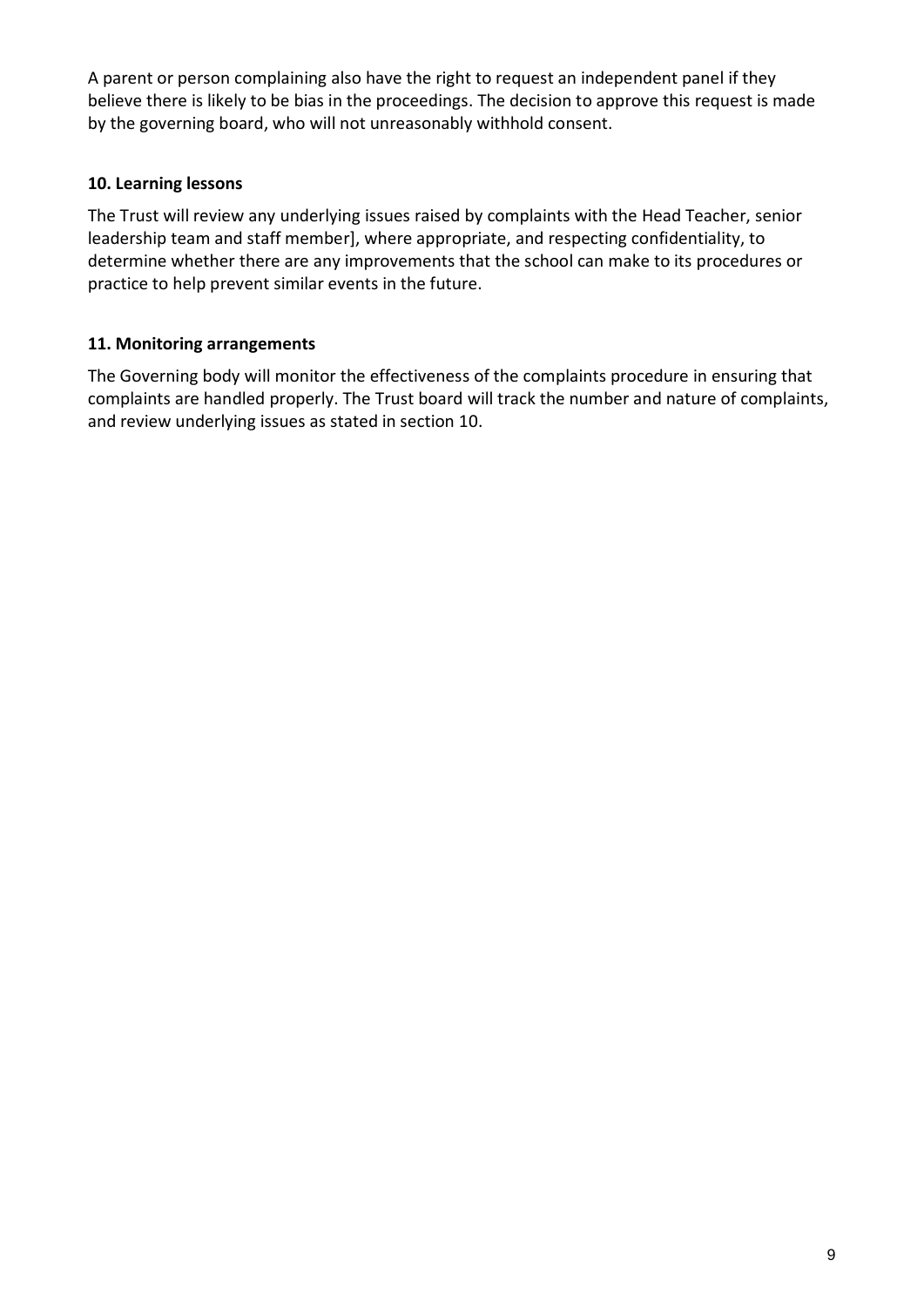A parent or person complaining also have the right to request an independent panel if they believe there is likely to be bias in the proceedings. The decision to approve this request is made by the governing board, who will not unreasonably withhold consent.

**10. Learning lessons**

The Trust will review any underlying issues raised by complaints with the Head Teacher, senior leadership team and staff member], where appropriate, and respecting confidentiality, to determine whether there are any improvements that the school can make to its procedures or practice to help prevent similar events in the future.

**11. Monitoring arrangements**

The Governing body will monitor the effectiveness of the complaints procedure in ensuring that complaints are handled properly. The Trust board will track the number and nature of complaints, and review underlying issues as stated in section 10.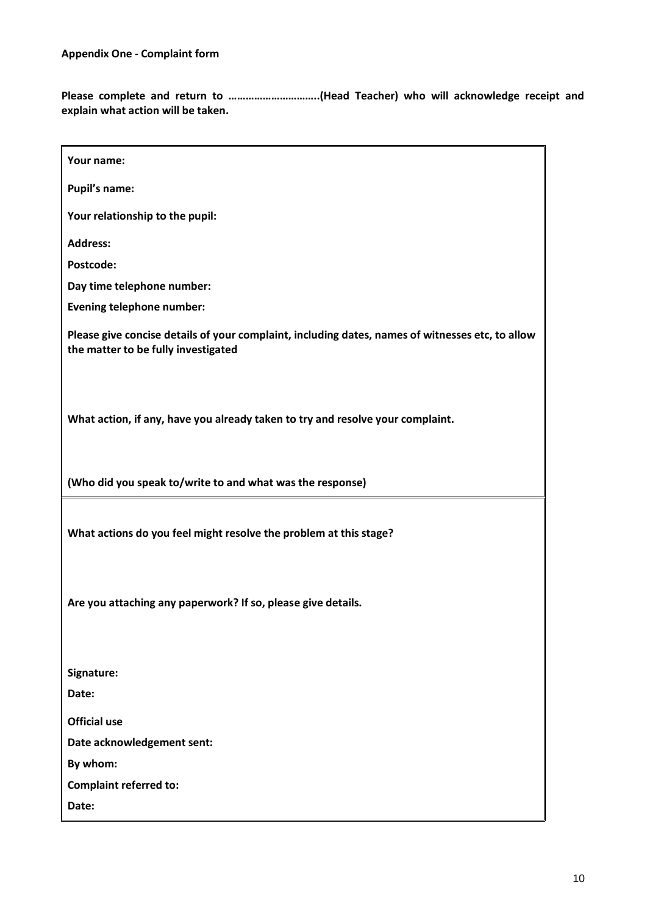**Appendix One - Complaint form**

**Please complete and return to …………………………..(Head Teacher) who will acknowledge receipt and explain what action will be taken.**

**Your name:**

**Pupil's name:**

**Your relationship to the pupil:**

**Address:**

**Postcode:**

**Day time telephone number:**

**Evening telephone number:**

**Please give concise details of your complaint, including dates, names of witnesses etc, to allow the matter to be fully investigated**

**What action, if any, have you already taken to try and resolve your complaint.**

**(Who did you speak to/write to and what was the response)**

**What actions do you feel might resolve the problem at this stage?**

**Are you attaching any paperwork? If so, please give details.**

**Signature:**

**Date:**

**Official use**

**Date acknowledgement sent:**

**By whom:**

**Complaint referred to:**

**Date:**